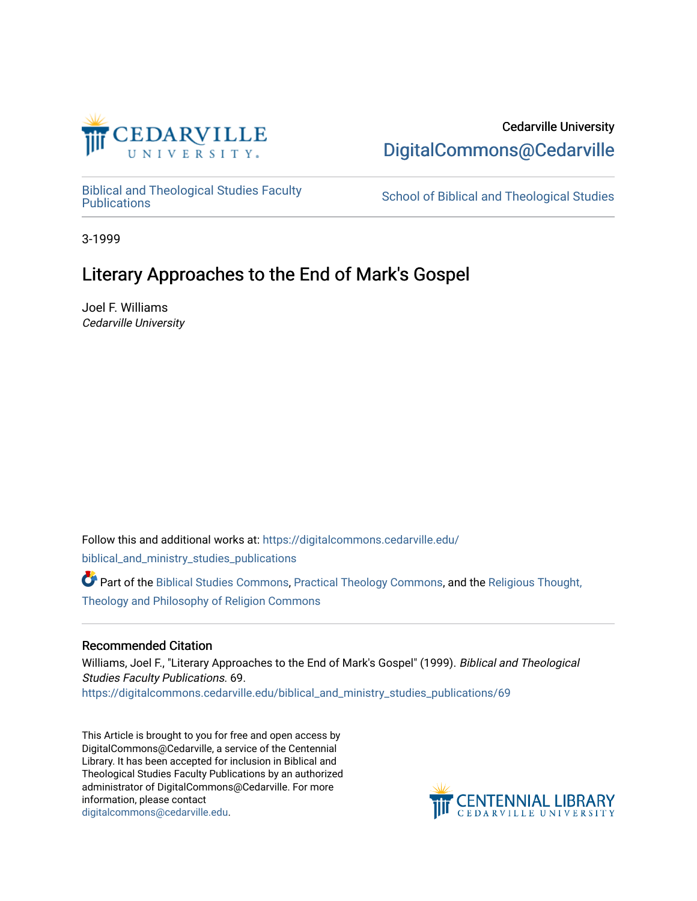Cedarville University

DigitalCommons@Cedarville

Biblical and Theological Studies Faculty Publications

School of Biblical and Theological Studies

3-1999

# Literary Approaches to the End of Mark's Gospel

Joel F. Williams
*Cedarville University*

Follow this and additional works at: https://digitalcommons.cedarville.edu/biblical_and_ministry_studies_publications

Part of the Biblical Studies Commons, Practical Theology Commons, and the Religious Thought, Theology and Philosophy of Religion Commons

## Recommended Citation

Williams, Joel F., "Literary Approaches to the End of Mark's Gospel" (1999). *Biblical and Theological Studies Faculty Publications*. 69.
https://digitalcommons.cedarville.edu/biblical_and_ministry_studies_publications/69

This Article is brought to you for free and open access by DigitalCommons@Cedarville, a service of the Centennial Library. It has been accepted for inclusion in Biblical and Theological Studies Faculty Publications by an authorized administrator of DigitalCommons@Cedarville. For more information, please contact digitalcommons@cedarville.edu.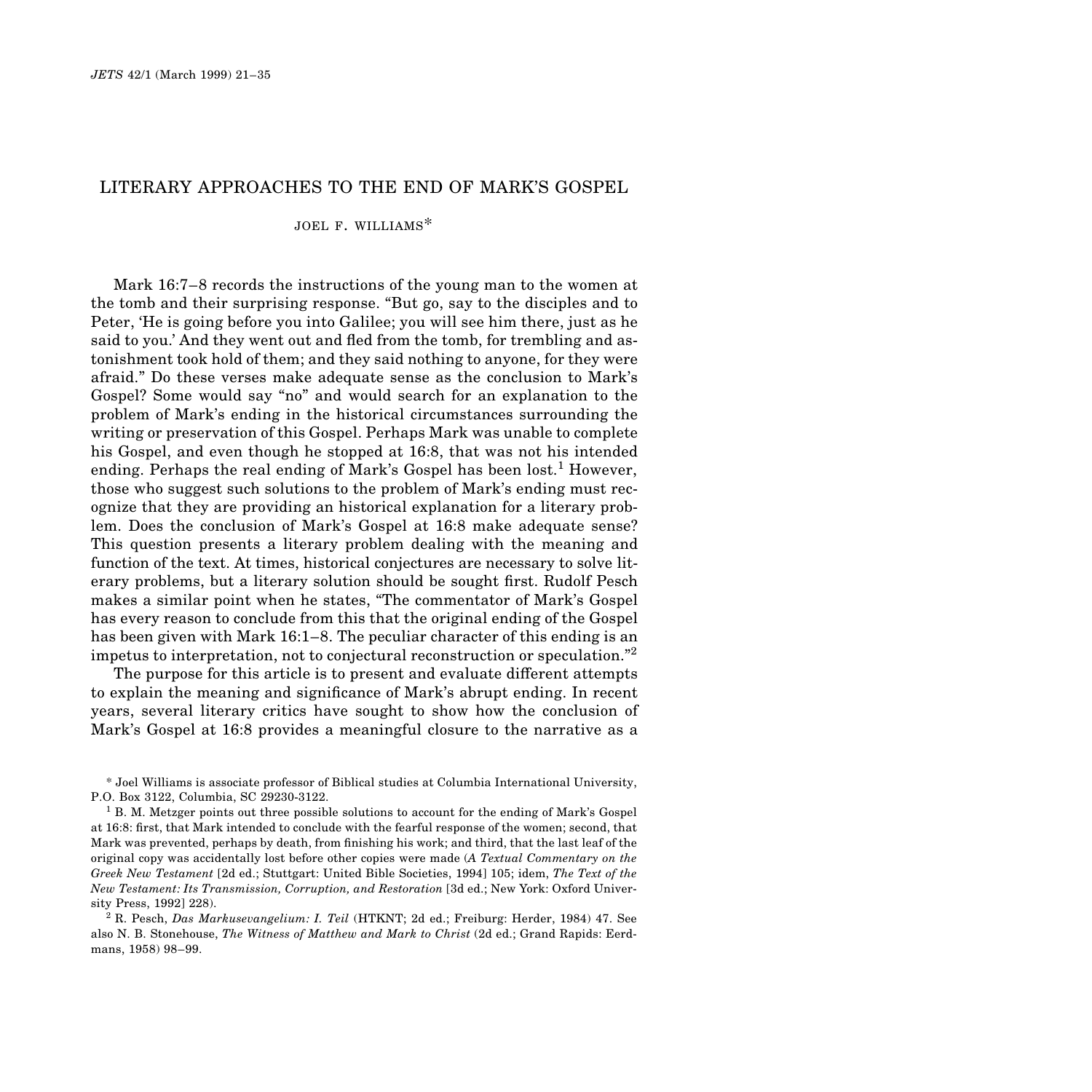# LITERARY APPROACHES TO THE END OF MARK'S GOSPEL

JOEL F. WILLIAMS*

Mark 16:7–8 records the instructions of the young man to the women at the tomb and their surprising response. "But go, say to the disciples and to Peter, 'He is going before you into Galilee; you will see him there, just as he said to you.' And they went out and fled from the tomb, for trembling and astonishment took hold of them; and they said nothing to anyone, for they were afraid." Do these verses make adequate sense as the conclusion to Mark's Gospel? Some would say "no" and would search for an explanation to the problem of Mark's ending in the historical circumstances surrounding the writing or preservation of this Gospel. Perhaps Mark was unable to complete his Gospel, and even though he stopped at 16:8, that was not his intended ending. Perhaps the real ending of Mark's Gospel has been lost.[1] However, those who suggest such solutions to the problem of Mark's ending must recognize that they are providing an historical explanation for a literary problem. Does the conclusion of Mark's Gospel at 16:8 make adequate sense? This question presents a literary problem dealing with the meaning and function of the text. At times, historical conjectures are necessary to solve literary problems, but a literary solution should be sought first. Rudolf Pesch makes a similar point when he states, "The commentator of Mark's Gospel has every reason to conclude from this that the original ending of the Gospel has been given with Mark 16:1–8. The peculiar character of this ending is an impetus to interpretation, not to conjectural reconstruction or speculation."[2]

The purpose for this article is to present and evaluate different attempts to explain the meaning and significance of Mark's abrupt ending. In recent years, several literary critics have sought to show how the conclusion of Mark's Gospel at 16:8 provides a meaningful closure to the narrative as a

---

* Joel Williams is associate professor of Biblical studies at Columbia International University, P.O. Box 3122, Columbia, SC 29230-3122.

[1] B. M. Metzger points out three possible solutions to account for the ending of Mark's Gospel at 16:8: first, that Mark intended to conclude with the fearful response of the women; second, that Mark was prevented, perhaps by death, from finishing his work; and third, that the last leaf of the original copy was accidentally lost before other copies were made (*A Textual Commentary on the Greek New Testament* [2d ed.; Stuttgart: United Bible Societies, 1994] 105; idem, *The Text of the New Testament: Its Transmission, Corruption, and Restoration* [3d ed.; New York: Oxford University Press, 1992] 228).

[2] R. Pesch, *Das Markusevangelium: I. Teil* (HTKNT; 2d ed.; Freiburg: Herder, 1984) 47. See also N. B. Stonehouse, *The Witness of Matthew and Mark to Christ* (2d ed.; Grand Rapids: Eerdmans, 1958) 98–99.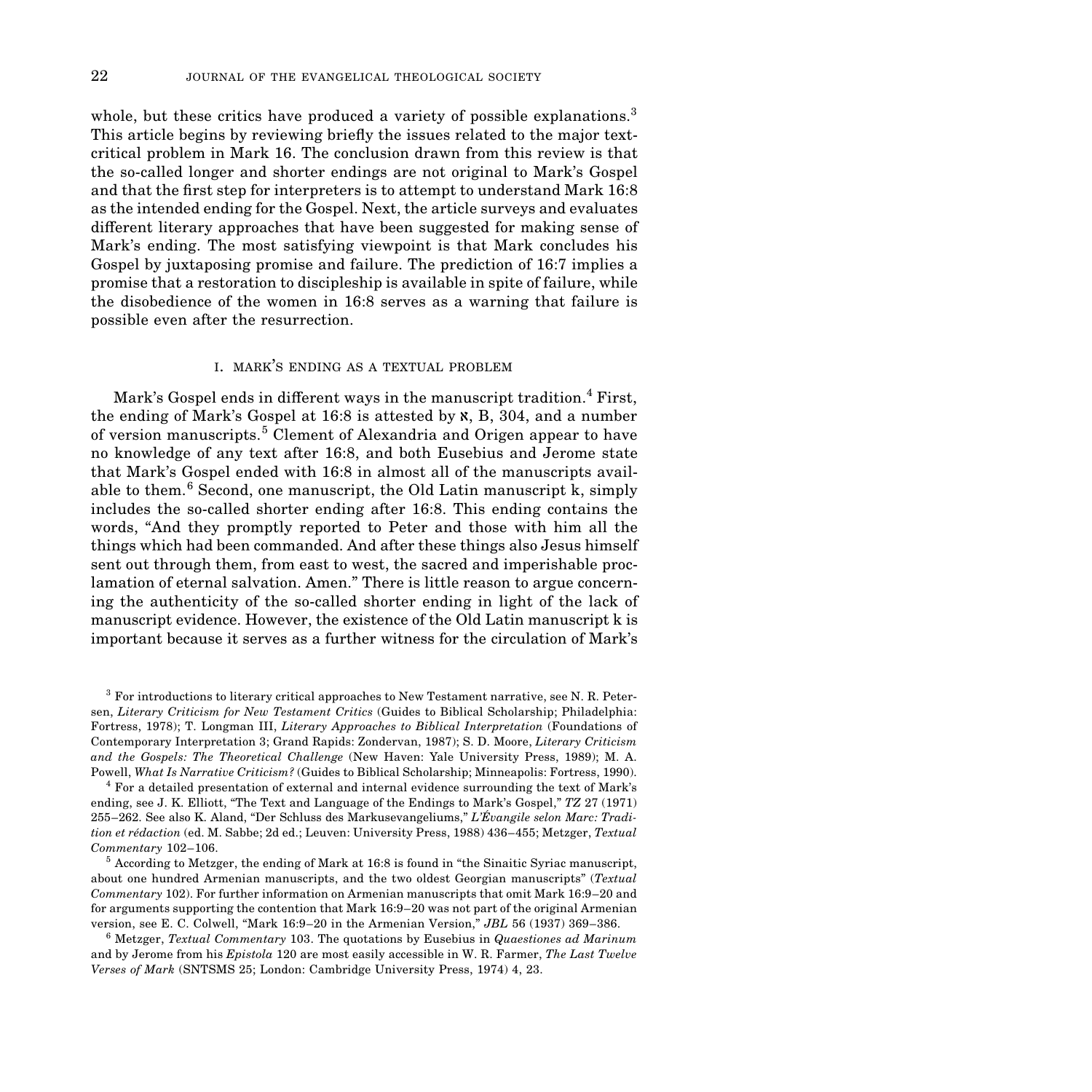whole, but these critics have produced a variety of possible explanations.[3] This article begins by reviewing briefly the issues related to the major text-critical problem in Mark 16. The conclusion drawn from this review is that the so-called longer and shorter endings are not original to Mark's Gospel and that the first step for interpreters is to attempt to understand Mark 16:8 as the intended ending for the Gospel. Next, the article surveys and evaluates different literary approaches that have been suggested for making sense of Mark's ending. The most satisfying viewpoint is that Mark concludes his Gospel by juxtaposing promise and failure. The prediction of 16:7 implies a promise that a restoration to discipleship is available in spite of failure, while the disobedience of the women in 16:8 serves as a warning that failure is possible even after the resurrection.

## I. MARK'S ENDING AS A TEXTUAL PROBLEM

Mark's Gospel ends in different ways in the manuscript tradition.[4] First, the ending of Mark's Gospel at 16:8 is attested by א, B, 304, and a number of version manuscripts.[5] Clement of Alexandria and Origen appear to have no knowledge of any text after 16:8, and both Eusebius and Jerome state that Mark's Gospel ended with 16:8 in almost all of the manuscripts available to them.[6] Second, one manuscript, the Old Latin manuscript k, simply includes the so-called shorter ending after 16:8. This ending contains the words, "And they promptly reported to Peter and those with him all the things which had been commanded. And after these things also Jesus himself sent out through them, from east to west, the sacred and imperishable proclamation of eternal salvation. Amen." There is little reason to argue concerning the authenticity of the so-called shorter ending in light of the lack of manuscript evidence. However, the existence of the Old Latin manuscript k is important because it serves as a further witness for the circulation of Mark's

---

[3] For introductions to literary critical approaches to New Testament narrative, see N. R. Petersen, *Literary Criticism for New Testament Critics* (Guides to Biblical Scholarship; Philadelphia: Fortress, 1978); T. Longman III, *Literary Approaches to Biblical Interpretation* (Foundations of Contemporary Interpretation 3; Grand Rapids: Zondervan, 1987); S. D. Moore, *Literary Criticism and the Gospels: The Theoretical Challenge* (New Haven: Yale University Press, 1989); M. A. Powell, *What Is Narrative Criticism?* (Guides to Biblical Scholarship; Minneapolis: Fortress, 1990).

[4] For a detailed presentation of external and internal evidence surrounding the text of Mark's ending, see J. K. Elliott, "The Text and Language of the Endings to Mark's Gospel," *TZ* 27 (1971) 255–262. See also K. Aland, "Der Schluss des Markusevangeliums," *L'Évangile selon Marc: Tradition et rédaction* (ed. M. Sabbe; 2d ed.; Leuven: University Press, 1988) 436–455; Metzger, *Textual Commentary* 102–106.

[5] According to Metzger, the ending of Mark at 16:8 is found in "the Sinaitic Syriac manuscript, about one hundred Armenian manuscripts, and the two oldest Georgian manuscripts" (*Textual Commentary* 102). For further information on Armenian manuscripts that omit Mark 16:9–20 and for arguments supporting the contention that Mark 16:9–20 was not part of the original Armenian version, see E. C. Colwell, "Mark 16:9–20 in the Armenian Version," *JBL* 56 (1937) 369–386.

[6] Metzger, *Textual Commentary* 103. The quotations by Eusebius in *Quaestiones ad Marinum* and by Jerome from his *Epistola* 120 are most easily accessible in W. R. Farmer, *The Last Twelve Verses of Mark* (SNTSMS 25; London: Cambridge University Press, 1974) 4, 23.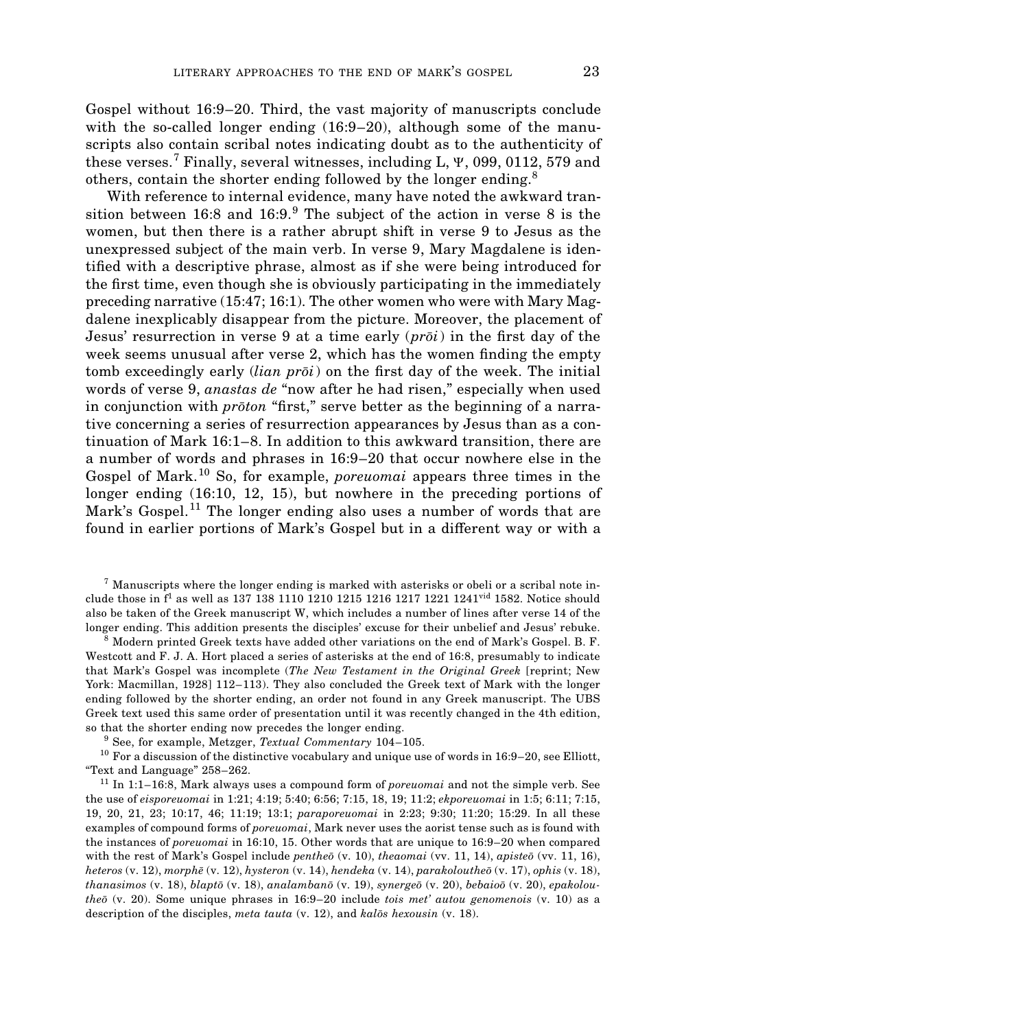Gospel without 16:9–20. Third, the vast majority of manuscripts conclude with the so-called longer ending (16:9–20), although some of the manuscripts also contain scribal notes indicating doubt as to the authenticity of these verses.[7] Finally, several witnesses, including L, Ψ, 099, 0112, 579 and others, contain the shorter ending followed by the longer ending.[8]

With reference to internal evidence, many have noted the awkward transition between 16:8 and 16:9.[9] The subject of the action in verse 8 is the women, but then there is a rather abrupt shift in verse 9 to Jesus as the unexpressed subject of the main verb. In verse 9, Mary Magdalene is identified with a descriptive phrase, almost as if she were being introduced for the first time, even though she is obviously participating in the immediately preceding narrative (15:47; 16:1). The other women who were with Mary Magdalene inexplicably disappear from the picture. Moreover, the placement of Jesus' resurrection in verse 9 at a time early (*prōi*) in the first day of the week seems unusual after verse 2, which has the women finding the empty tomb exceedingly early (*lian prōi*) on the first day of the week. The initial words of verse 9, *anastas de* "now after he had risen," especially when used in conjunction with *prōton* "first," serve better as the beginning of a narrative concerning a series of resurrection appearances by Jesus than as a continuation of Mark 16:1–8. In addition to this awkward transition, there are a number of words and phrases in 16:9–20 that occur nowhere else in the Gospel of Mark.[10] So, for example, *poreuomai* appears three times in the longer ending (16:10, 12, 15), but nowhere in the preceding portions of Mark's Gospel.[11] The longer ending also uses a number of words that are found in earlier portions of Mark's Gospel but in a different way or with a

---

[7] Manuscripts where the longer ending is marked with asterisks or obeli or a scribal note include those in f[1] as well as 137 138 1110 1210 1215 1216 1217 1221 1241[vid] 1582. Notice should also be taken of the Greek manuscript W, which includes a number of lines after verse 14 of the longer ending. This addition presents the disciples' excuse for their unbelief and Jesus' rebuke.

[8] Modern printed Greek texts have added other variations on the end of Mark's Gospel. B. F. Westcott and F. J. A. Hort placed a series of asterisks at the end of 16:8, presumably to indicate that Mark's Gospel was incomplete (*The New Testament in the Original Greek* [reprint; New York: Macmillan, 1928] 112–113). They also concluded the Greek text of Mark with the longer ending followed by the shorter ending, an order not found in any Greek manuscript. The UBS Greek text used this same order of presentation until it was recently changed in the 4th edition, so that the shorter ending now precedes the longer ending.

[9] See, for example, Metzger, *Textual Commentary* 104–105.

[10] For a discussion of the distinctive vocabulary and unique use of words in 16:9–20, see Elliott, "Text and Language" 258–262.

[11] In 1:1–16:8, Mark always uses a compound form of *poreuomai* and not the simple verb. See the use of *eisporeuomai* in 1:21; 4:19; 5:40; 6:56; 7:15, 18, 19; 11:2; *ekporeuomai* in 1:5; 6:11; 7:15, 19, 20, 21, 23; 10:17, 46; 11:19; 13:1; *paraporeuomai* in 2:23; 9:30; 11:20; 15:29. In all these examples of compound forms of *poreuomai*, Mark never uses the aorist tense such as is found with the instances of *poreuomai* in 16:10, 15. Other words that are unique to 16:9–20 when compared with the rest of Mark's Gospel include *pentheō* (v. 10), *theaomai* (vv. 11, 14), *apisteō* (vv. 11, 16), *heteros* (v. 12), *morphē* (v. 12), *hysteron* (v. 14), *hendeka* (v. 14), *parakoloutheō* (v. 17), *ophis* (v. 18), *thanasimos* (v. 18), *blaptō* (v. 18), *analambanō* (v. 19), *synergeō* (v. 20), *bebaioō* (v. 20), *epakoloutheō* (v. 20). Some unique phrases in 16:9–20 include *tois met' autou genomenois* (v. 10) as a description of the disciples, *meta tauta* (v. 12), and *kalōs hexousin* (v. 18).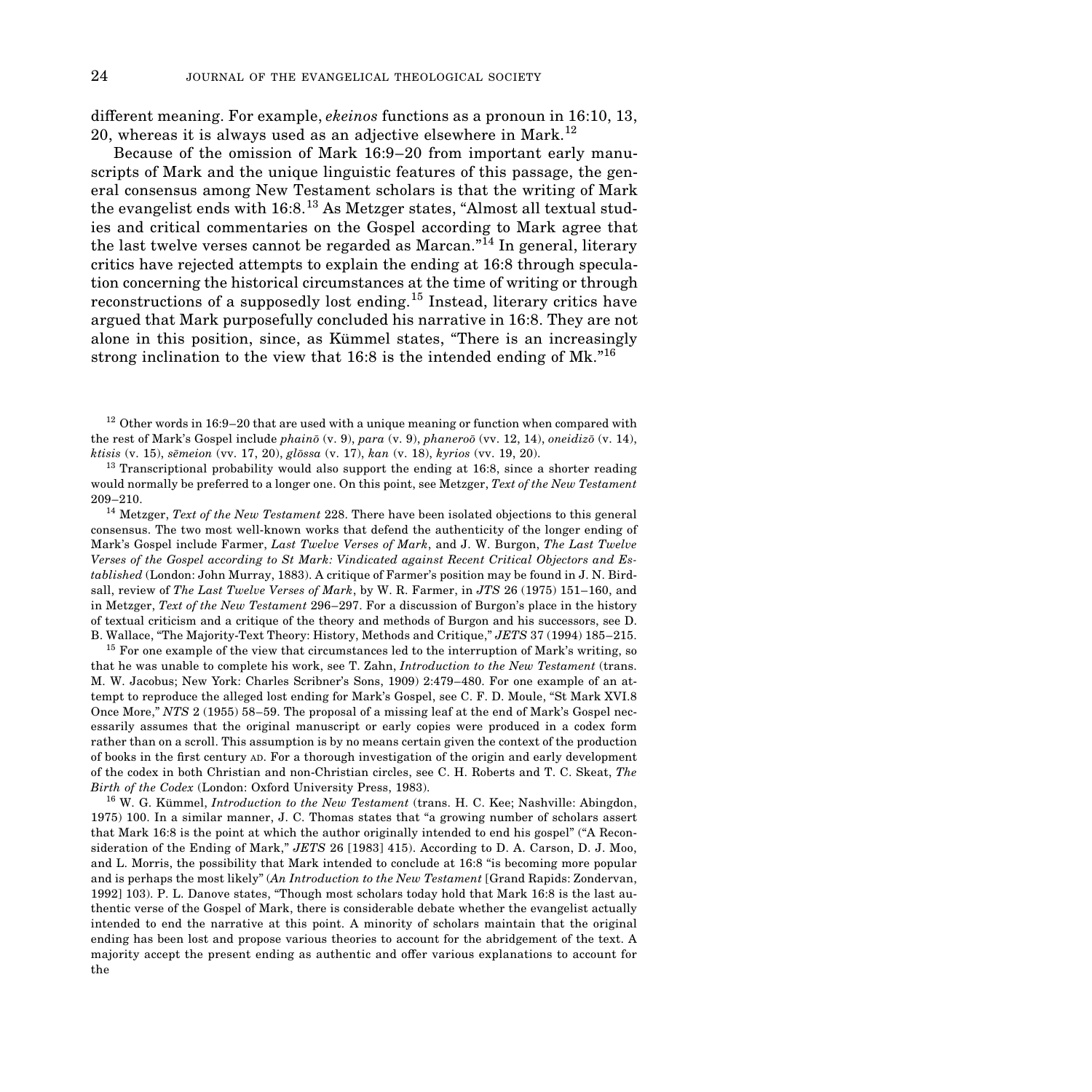different meaning. For example, *ekeinos* functions as a pronoun in 16:10, 13, 20, whereas it is always used as an adjective elsewhere in Mark.[12]

Because of the omission of Mark 16:9–20 from important early manuscripts of Mark and the unique linguistic features of this passage, the general consensus among New Testament scholars is that the writing of Mark the evangelist ends with 16:8.[13] As Metzger states, "Almost all textual studies and critical commentaries on the Gospel according to Mark agree that the last twelve verses cannot be regarded as Marcan."[14] In general, literary critics have rejected attempts to explain the ending at 16:8 through speculation concerning the historical circumstances at the time of writing or through reconstructions of a supposedly lost ending.[15] Instead, literary critics have argued that Mark purposefully concluded his narrative in 16:8. They are not alone in this position, since, as Kümmel states, "There is an increasingly strong inclination to the view that 16:8 is the intended ending of Mk."[16]

---

[12] Other words in 16:9–20 that are used with a unique meaning or function when compared with the rest of Mark's Gospel include *phainō* (v. 9), *para* (v. 9), *phaneroō* (vv. 12, 14), *oneidizō* (v. 14), *ktisis* (v. 15), *sēmeion* (vv. 17, 20), *glōssa* (v. 17), *kan* (v. 18), *kyrios* (vv. 19, 20).

[13] Transcriptional probability would also support the ending at 16:8, since a shorter reading would normally be preferred to a longer one. On this point, see Metzger, *Text of the New Testament* 209–210.

[14] Metzger, *Text of the New Testament* 228. There have been isolated objections to this general consensus. The two most well-known works that defend the authenticity of the longer ending of Mark's Gospel include Farmer, *Last Twelve Verses of Mark*, and J. W. Burgon, *The Last Twelve Verses of the Gospel according to St Mark: Vindicated against Recent Critical Objectors and Established* (London: John Murray, 1883). A critique of Farmer's position may be found in J. N. Birdsall, review of *The Last Twelve Verses of Mark*, by W. R. Farmer, in *JTS* 26 (1975) 151–160, and in Metzger, *Text of the New Testament* 296–297. For a discussion of Burgon's place in the history of textual criticism and a critique of the theory and methods of Burgon and his successors, see D. B. Wallace, "The Majority-Text Theory: History, Methods and Critique," *JETS* 37 (1994) 185–215.

[15] For one example of the view that circumstances led to the interruption of Mark's writing, so that he was unable to complete his work, see T. Zahn, *Introduction to the New Testament* (trans. M. W. Jacobus; New York: Charles Scribner's Sons, 1909) 2:479–480. For one example of an attempt to reproduce the alleged lost ending for Mark's Gospel, see C. F. D. Moule, "St Mark XVI.8 Once More," *NTS* 2 (1955) 58–59. The proposal of a missing leaf at the end of Mark's Gospel necessarily assumes that the original manuscript or early copies were produced in a codex form rather than on a scroll. This assumption is by no means certain given the context of the production of books in the first century AD. For a thorough investigation of the origin and early development of the codex in both Christian and non-Christian circles, see C. H. Roberts and T. C. Skeat, *The Birth of the Codex* (London: Oxford University Press, 1983).

[16] W. G. Kümmel, *Introduction to the New Testament* (trans. H. C. Kee; Nashville: Abingdon, 1975) 100. In a similar manner, J. C. Thomas states that "a growing number of scholars assert that Mark 16:8 is the point at which the author originally intended to end his gospel" ("A Reconsideration of the Ending of Mark," *JETS* 26 [1983] 415). According to D. A. Carson, D. J. Moo, and L. Morris, the possibility that Mark intended to conclude at 16:8 "is becoming more popular and is perhaps the most likely" (*An Introduction to the New Testament* [Grand Rapids: Zondervan, 1992] 103). P. L. Danove states, "Though most scholars today hold that Mark 16:8 is the last authentic verse of the Gospel of Mark, there is considerable debate whether the evangelist actually intended to end the narrative at this point. A minority of scholars maintain that the original ending has been lost and propose various theories to account for the abridgement of the text. A majority accept the present ending as authentic and offer various explanations to account for the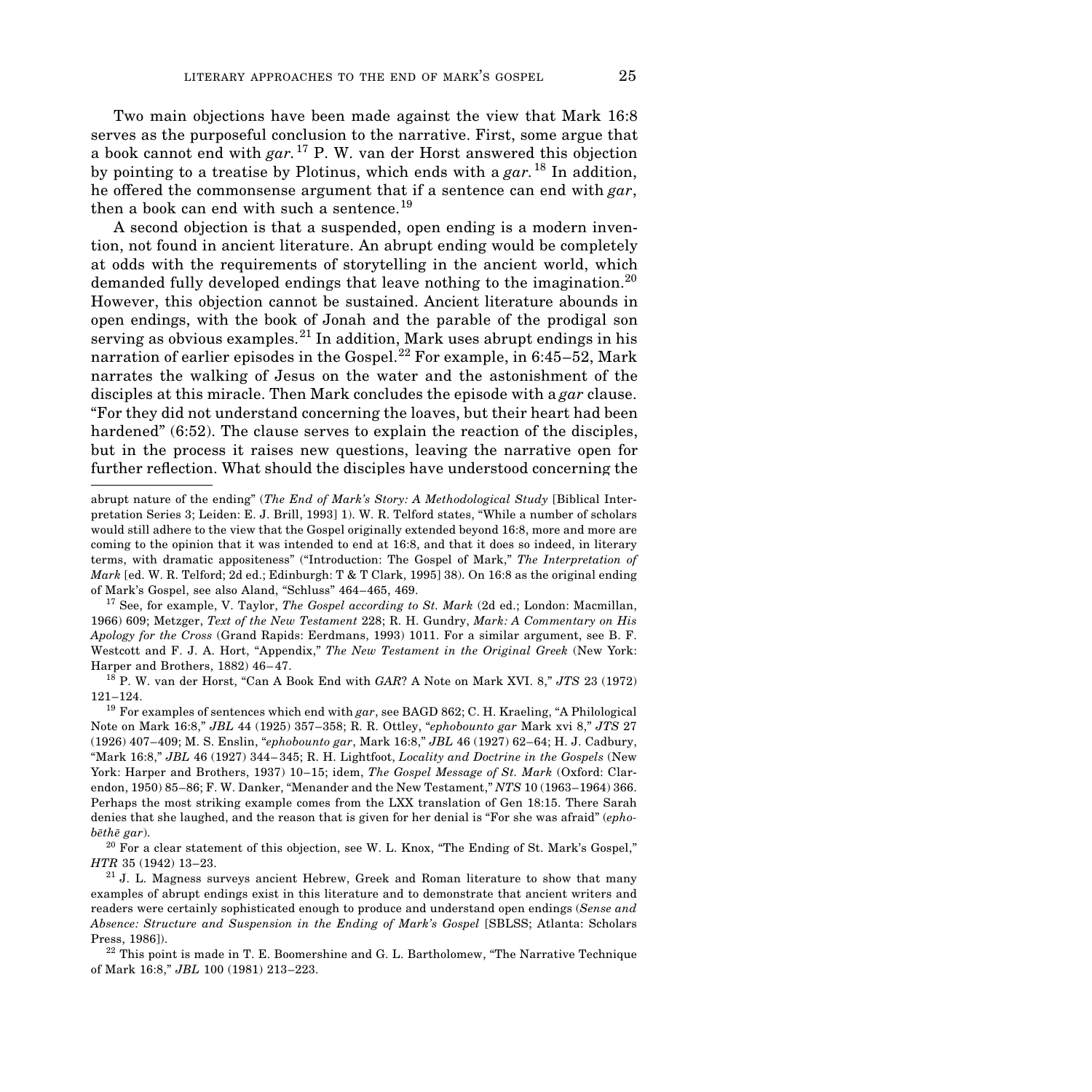Two main objections have been made against the view that Mark 16:8 serves as the purposeful conclusion to the narrative. First, some argue that a book cannot end with *gar*.[17] P. W. van der Horst answered this objection by pointing to a treatise by Plotinus, which ends with a *gar*.[18] In addition, he offered the commonsense argument that if a sentence can end with *gar*, then a book can end with such a sentence.[19]

A second objection is that a suspended, open ending is a modern invention, not found in ancient literature. An abrupt ending would be completely at odds with the requirements of storytelling in the ancient world, which demanded fully developed endings that leave nothing to the imagination.[20] However, this objection cannot be sustained. Ancient literature abounds in open endings, with the book of Jonah and the parable of the prodigal son serving as obvious examples.[21] In addition, Mark uses abrupt endings in his narration of earlier episodes in the Gospel.[22] For example, in 6:45–52, Mark narrates the walking of Jesus on the water and the astonishment of the disciples at this miracle. Then Mark concludes the episode with a *gar* clause. "For they did not understand concerning the loaves, but their heart had been hardened" (6:52). The clause serves to explain the reaction of the disciples, but in the process it raises new questions, leaving the narrative open for further reflection. What should the disciples have understood concerning the

---

abrupt nature of the ending" (*The End of Mark's Story: A Methodological Study* [Biblical Interpretation Series 3; Leiden: E. J. Brill, 1993] 1). W. R. Telford states, "While a number of scholars would still adhere to the view that the Gospel originally extended beyond 16:8, more and more are coming to the opinion that it was intended to end at 16:8, and that it does so indeed, in literary terms, with dramatic appositeness" ("Introduction: The Gospel of Mark," *The Interpretation of Mark* [ed. W. R. Telford; 2d ed.; Edinburgh: T & T Clark, 1995] 38). On 16:8 as the original ending of Mark's Gospel, see also Aland, "Schluss" 464–465, 469.

[17] See, for example, V. Taylor, *The Gospel according to St. Mark* (2d ed.; London: Macmillan, 1966) 609; Metzger, *Text of the New Testament* 228; R. H. Gundry, *Mark: A Commentary on His Apology for the Cross* (Grand Rapids: Eerdmans, 1993) 1011. For a similar argument, see B. F. Westcott and F. J. A. Hort, "Appendix," *The New Testament in the Original Greek* (New York: Harper and Brothers, 1882) 46–47.

[18] P. W. van der Horst, "Can A Book End with *GAR*? A Note on Mark XVI. 8," *JTS* 23 (1972) 121–124.

[19] For examples of sentences which end with *gar*, see BAGD 862; C. H. Kraeling, "A Philological Note on Mark 16:8," *JBL* 44 (1925) 357–358; R. R. Ottley, "*ephobounto gar* Mark xvi 8," *JTS* 27 (1926) 407–409; M. S. Enslin, "*ephobounto gar*, Mark 16:8," *JBL* 46 (1927) 62–64; H. J. Cadbury, "Mark 16:8," *JBL* 46 (1927) 344–345; R. H. Lightfoot, *Locality and Doctrine in the Gospels* (New York: Harper and Brothers, 1937) 10–15; idem, *The Gospel Message of St. Mark* (Oxford: Clarendon, 1950) 85–86; F. W. Danker, "Menander and the New Testament," *NTS* 10 (1963–1964) 366. Perhaps the most striking example comes from the LXX translation of Gen 18:15. There Sarah denies that she laughed, and the reason that is given for her denial is "For she was afraid" (*ephobēthē gar*).

[20] For a clear statement of this objection, see W. L. Knox, "The Ending of St. Mark's Gospel," *HTR* 35 (1942) 13–23.

[21] J. L. Magness surveys ancient Hebrew, Greek and Roman literature to show that many examples of abrupt endings exist in this literature and to demonstrate that ancient writers and readers were certainly sophisticated enough to produce and understand open endings (*Sense and Absence: Structure and Suspension in the Ending of Mark's Gospel* [SBLSS; Atlanta: Scholars Press, 1986]).

[22] This point is made in T. E. Boomershine and G. L. Bartholomew, "The Narrative Technique of Mark 16:8," *JBL* 100 (1981) 213–223.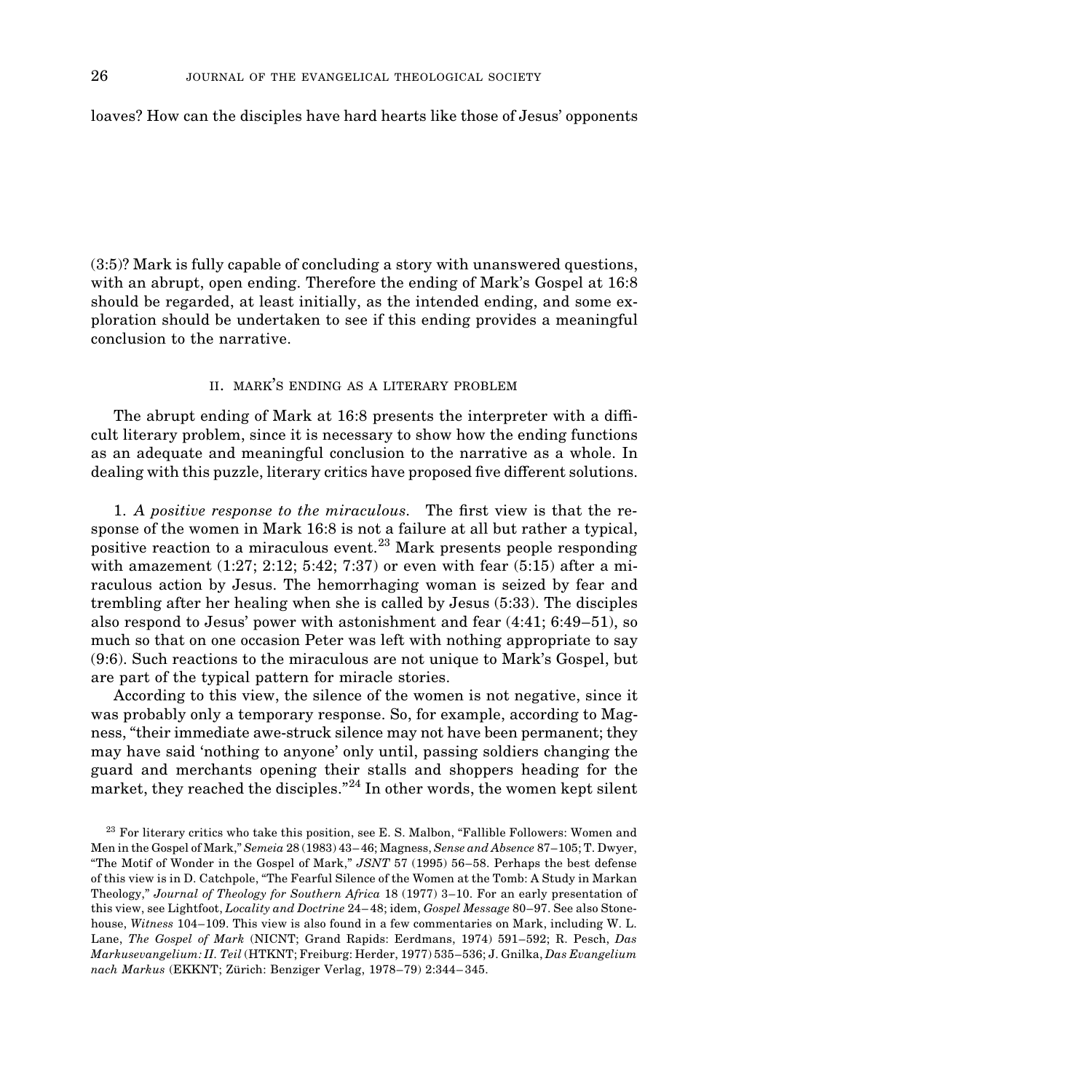loaves? How can the disciples have hard hearts like those of Jesus' opponents

(3:5)? Mark is fully capable of concluding a story with unanswered questions, with an abrupt, open ending. Therefore the ending of Mark's Gospel at 16:8 should be regarded, at least initially, as the intended ending, and some exploration should be undertaken to see if this ending provides a meaningful conclusion to the narrative.

## II. MARK'S ENDING AS A LITERARY PROBLEM

The abrupt ending of Mark at 16:8 presents the interpreter with a difficult literary problem, since it is necessary to show how the ending functions as an adequate and meaningful conclusion to the narrative as a whole. In dealing with this puzzle, literary critics have proposed five different solutions.

1. *A positive response to the miraculous.* The first view is that the response of the women in Mark 16:8 is not a failure at all but rather a typical, positive reaction to a miraculous event.[23] Mark presents people responding with amazement (1:27; 2:12; 5:42; 7:37) or even with fear (5:15) after a miraculous action by Jesus. The hemorrhaging woman is seized by fear and trembling after her healing when she is called by Jesus (5:33). The disciples also respond to Jesus' power with astonishment and fear (4:41; 6:49–51), so much so that on one occasion Peter was left with nothing appropriate to say (9:6). Such reactions to the miraculous are not unique to Mark's Gospel, but are part of the typical pattern for miracle stories.

According to this view, the silence of the women is not negative, since it was probably only a temporary response. So, for example, according to Magness, "their immediate awe-struck silence may not have been permanent; they may have said 'nothing to anyone' only until, passing soldiers changing the guard and merchants opening their stalls and shoppers heading for the market, they reached the disciples."[24] In other words, the women kept silent

[23] For literary critics who take this position, see E. S. Malbon, "Fallible Followers: Women and Men in the Gospel of Mark," *Semeia* 28 (1983) 43–46; Magness, *Sense and Absence* 87–105; T. Dwyer, "The Motif of Wonder in the Gospel of Mark," *JSNT* 57 (1995) 56–58. Perhaps the best defense of this view is in D. Catchpole, "The Fearful Silence of the Women at the Tomb: A Study in Markan Theology," *Journal of Theology for Southern Africa* 18 (1977) 3–10. For an early presentation of this view, see Lightfoot, *Locality and Doctrine* 24–48; idem, *Gospel Message* 80–97. See also Stonehouse, *Witness* 104–109. This view is also found in a few commentaries on Mark, including W. L. Lane, *The Gospel of Mark* (NICNT; Grand Rapids: Eerdmans, 1974) 591–592; R. Pesch, *Das Markusevangelium: II. Teil* (HTKNT; Freiburg: Herder, 1977) 535–536; J. Gnilka, *Das Evangelium nach Markus* (EKKNT; Zürich: Benziger Verlag, 1978–79) 2:344–345.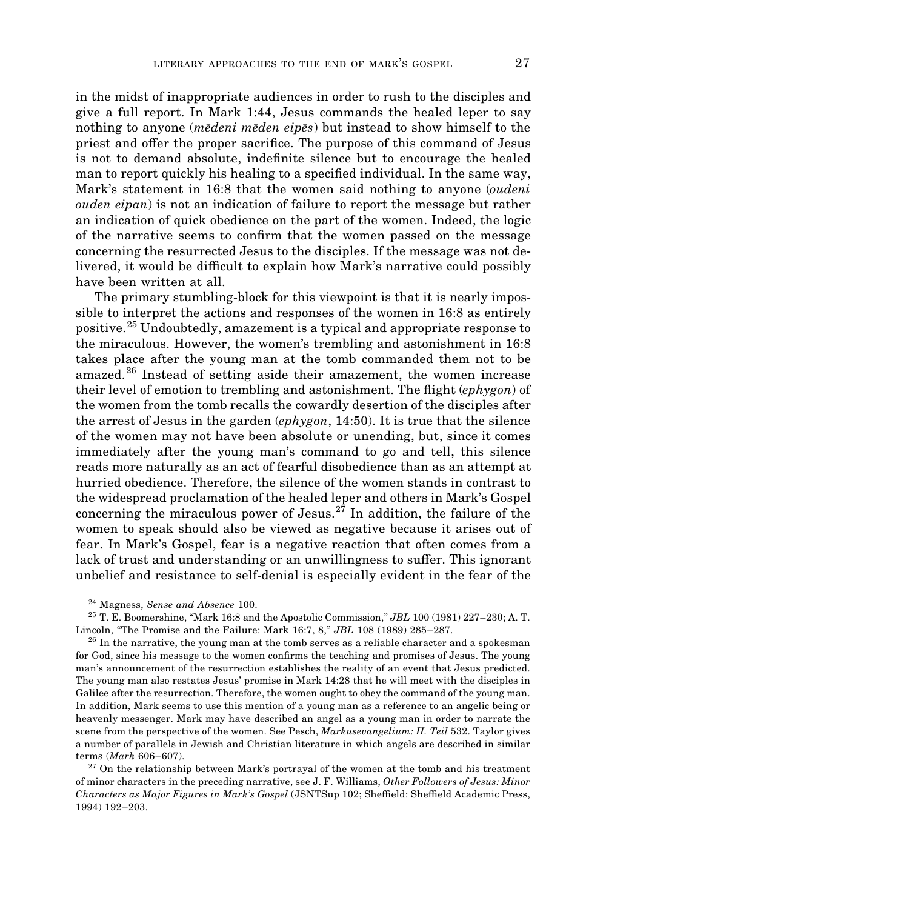in the midst of inappropriate audiences in order to rush to the disciples and give a full report. In Mark 1:44, Jesus commands the healed leper to say nothing to anyone (*mēdeni mēden eipēs*) but instead to show himself to the priest and offer the proper sacrifice. The purpose of this command of Jesus is not to demand absolute, indefinite silence but to encourage the healed man to report quickly his healing to a specified individual. In the same way, Mark's statement in 16:8 that the women said nothing to anyone (*oudeni ouden eipan*) is not an indication of failure to report the message but rather an indication of quick obedience on the part of the women. Indeed, the logic of the narrative seems to confirm that the women passed on the message concerning the resurrected Jesus to the disciples. If the message was not delivered, it would be difficult to explain how Mark's narrative could possibly have been written at all.

The primary stumbling-block for this viewpoint is that it is nearly impossible to interpret the actions and responses of the women in 16:8 as entirely positive.[25] Undoubtedly, amazement is a typical and appropriate response to the miraculous. However, the women's trembling and astonishment in 16:8 takes place after the young man at the tomb commanded them not to be amazed.[26] Instead of setting aside their amazement, the women increase their level of emotion to trembling and astonishment. The flight (*ephygon*) of the women from the tomb recalls the cowardly desertion of the disciples after the arrest of Jesus in the garden (*ephygon*, 14:50). It is true that the silence of the women may not have been absolute or unending, but, since it comes immediately after the young man's command to go and tell, this silence reads more naturally as an act of fearful disobedience than as an attempt at hurried obedience. Therefore, the silence of the women stands in contrast to the widespread proclamation of the healed leper and others in Mark's Gospel concerning the miraculous power of Jesus.[27] In addition, the failure of the women to speak should also be viewed as negative because it arises out of fear. In Mark's Gospel, fear is a negative reaction that often comes from a lack of trust and understanding or an unwillingness to suffer. This ignorant unbelief and resistance to self-denial is especially evident in the fear of the

[24] Magness, *Sense and Absence* 100.

[25] T. E. Boomershine, "Mark 16:8 and the Apostolic Commission," *JBL* 100 (1981) 227–230; A. T. Lincoln, "The Promise and the Failure: Mark 16:7, 8," *JBL* 108 (1989) 285–287.

[26] In the narrative, the young man at the tomb serves as a reliable character and a spokesman for God, since his message to the women confirms the teaching and promises of Jesus. The young man's announcement of the resurrection establishes the reality of an event that Jesus predicted. The young man also restates Jesus' promise in Mark 14:28 that he will meet with the disciples in Galilee after the resurrection. Therefore, the women ought to obey the command of the young man. In addition, Mark seems to use this mention of a young man as a reference to an angelic being or heavenly messenger. Mark may have described an angel as a young man in order to narrate the scene from the perspective of the women. See Pesch, *Markusevangelium: II. Teil* 532. Taylor gives a number of parallels in Jewish and Christian literature in which angels are described in similar terms (*Mark* 606–607).

[27] On the relationship between Mark's portrayal of the women at the tomb and his treatment of minor characters in the preceding narrative, see J. F. Williams, *Other Followers of Jesus: Minor Characters as Major Figures in Mark's Gospel* (JSNTSup 102; Sheffield: Sheffield Academic Press, 1994) 192–203.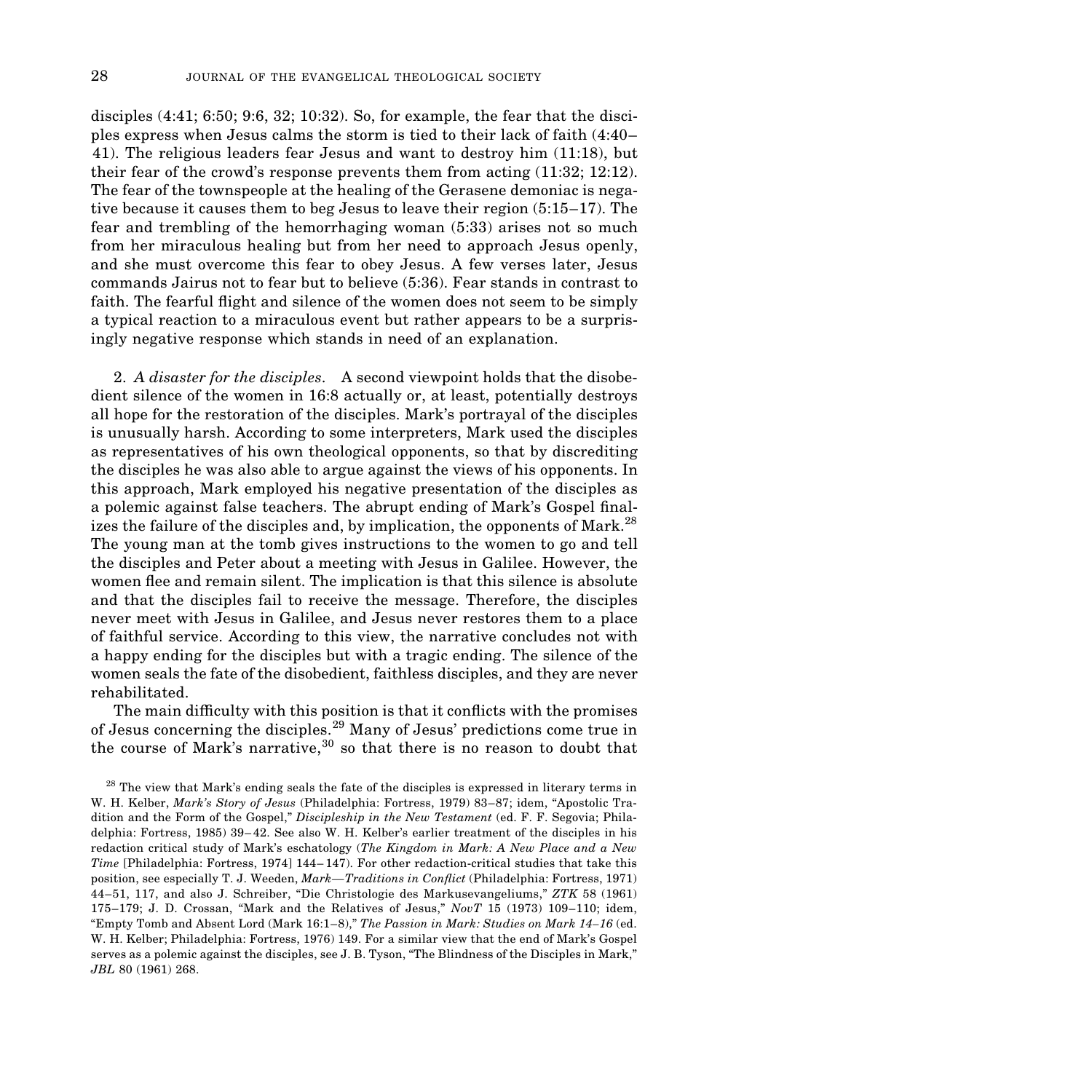disciples (4:41; 6:50; 9:6, 32; 10:32). So, for example, the fear that the disciples express when Jesus calms the storm is tied to their lack of faith (4:40–41). The religious leaders fear Jesus and want to destroy him (11:18), but their fear of the crowd's response prevents them from acting (11:32; 12:12). The fear of the townspeople at the healing of the Gerasene demoniac is negative because it causes them to beg Jesus to leave their region (5:15–17). The fear and trembling of the hemorrhaging woman (5:33) arises not so much from her miraculous healing but from her need to approach Jesus openly, and she must overcome this fear to obey Jesus. A few verses later, Jesus commands Jairus not to fear but to believe (5:36). Fear stands in contrast to faith. The fearful flight and silence of the women does not seem to be simply a typical reaction to a miraculous event but rather appears to be a surprisingly negative response which stands in need of an explanation.

2. *A disaster for the disciples*. A second viewpoint holds that the disobedient silence of the women in 16:8 actually or, at least, potentially destroys all hope for the restoration of the disciples. Mark's portrayal of the disciples is unusually harsh. According to some interpreters, Mark used the disciples as representatives of his own theological opponents, so that by discrediting the disciples he was also able to argue against the views of his opponents. In this approach, Mark employed his negative presentation of the disciples as a polemic against false teachers. The abrupt ending of Mark's Gospel finalizes the failure of the disciples and, by implication, the opponents of Mark.[28] The young man at the tomb gives instructions to the women to go and tell the disciples and Peter about a meeting with Jesus in Galilee. However, the women flee and remain silent. The implication is that this silence is absolute and that the disciples fail to receive the message. Therefore, the disciples never meet with Jesus in Galilee, and Jesus never restores them to a place of faithful service. According to this view, the narrative concludes not with a happy ending for the disciples but with a tragic ending. The silence of the women seals the fate of the disobedient, faithless disciples, and they are never rehabilitated.

The main difficulty with this position is that it conflicts with the promises of Jesus concerning the disciples.[29] Many of Jesus' predictions come true in the course of Mark's narrative,[30] so that there is no reason to doubt that

[28] The view that Mark's ending seals the fate of the disciples is expressed in literary terms in W. H. Kelber, *Mark's Story of Jesus* (Philadelphia: Fortress, 1979) 83–87; idem, "Apostolic Tradition and the Form of the Gospel," *Discipleship in the New Testament* (ed. F. F. Segovia; Philadelphia: Fortress, 1985) 39–42. See also W. H. Kelber's earlier treatment of the disciples in his redaction critical study of Mark's eschatology (*The Kingdom in Mark: A New Place and a New Time* [Philadelphia: Fortress, 1974] 144–147). For other redaction-critical studies that take this position, see especially T. J. Weeden, *Mark—Traditions in Conflict* (Philadelphia: Fortress, 1971) 44–51, 117, and also J. Schreiber, "Die Christologie des Markusevangeliums," *ZTK* 58 (1961) 175–179; J. D. Crossan, "Mark and the Relatives of Jesus," *NovT* 15 (1973) 109–110; idem, "Empty Tomb and Absent Lord (Mark 16:1–8)," *The Passion in Mark: Studies on Mark 14–16* (ed. W. H. Kelber; Philadelphia: Fortress, 1976) 149. For a similar view that the end of Mark's Gospel serves as a polemic against the disciples, see J. B. Tyson, "The Blindness of the Disciples in Mark," *JBL* 80 (1961) 268.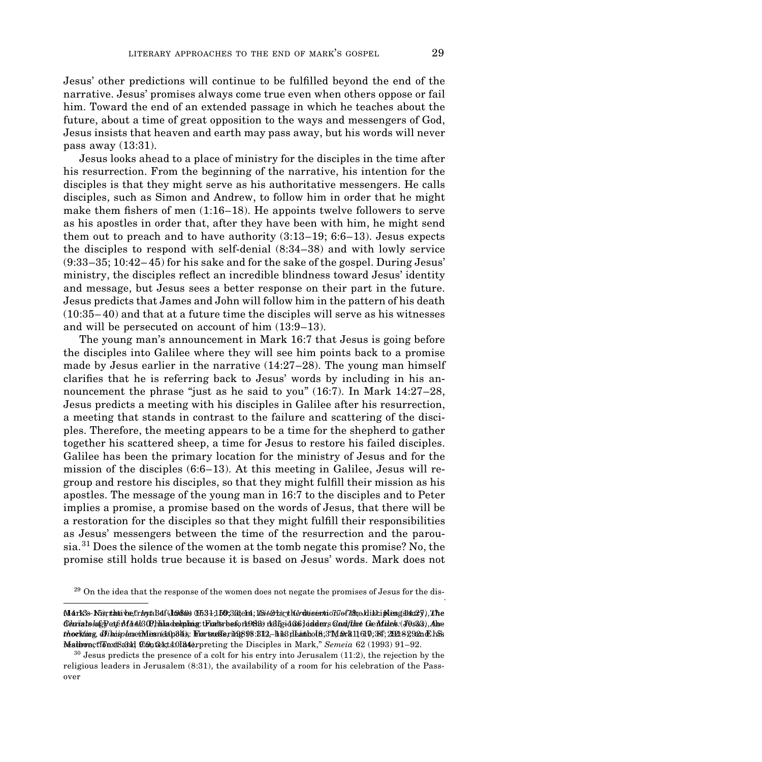Jesus' other predictions will continue to be fulfilled beyond the end of the narrative. Jesus' promises always come true even when others oppose or fail him. Toward the end of an extended passage in which he teaches about the future, about a time of great opposition to the ways and messengers of God, Jesus insists that heaven and earth may pass away, but his words will never pass away (13:31).

Jesus looks ahead to a place of ministry for the disciples in the time after his resurrection. From the beginning of the narrative, his intention for the disciples is that they might serve as his authoritative messengers. He calls disciples, such as Simon and Andrew, to follow him in order that he might make them fishers of men (1:16–18). He appoints twelve followers to serve as his apostles in order that, after they have been with him, he might send them out to preach and to have authority (3:13–19; 6:6–13). Jesus expects the disciples to respond with self-denial (8:34–38) and with lowly service (9:33–35; 10:42–45) for his sake and for the sake of the gospel. During Jesus' ministry, the disciples reflect an incredible blindness toward Jesus' identity and message, but Jesus sees a better response on their part in the future. Jesus predicts that James and John will follow him in the pattern of his death (10:35–40) and that at a future time the disciples will serve as his witnesses and will be persecuted on account of him (13:9–13).

The young man's announcement in Mark 16:7 that Jesus is going before the disciples into Galilee where they will see him points back to a promise made by Jesus earlier in the narrative (14:27–28). The young man himself clarifies that he is referring back to Jesus' words by including in his announcement the phrase "just as he said to you" (16:7). In Mark 14:27–28, Jesus predicts a meeting with his disciples in Galilee after his resurrection, a meeting that stands in contrast to the failure and scattering of the disciples. Therefore, the meeting appears to be a time for the shepherd to gather together his scattered sheep, a time for Jesus to restore his failed disciples. Galilee has been the primary location for the ministry of Jesus and for the mission of the disciples (6:6–13). At this meeting in Galilee, Jesus will regroup and restore his disciples, so that they might fulfill their mission as his apostles. The message of the young man in 16:7 to the disciples and to Peter implies a promise, a promise based on the words of Jesus, that there will be a restoration for the disciples so that they might fulfill their responsibilities as Jesus' messengers between the time of the resurrection and the parousia.[31] Does the silence of the women at the tomb negate this promise? No, the promise still holds true because it is based on Jesus' words. Mark does not

[29] On the idea that the response of the women does not negate the promises of Jesus for the dis-

[overprinted, illegible footnote text] ... Interpreting the Disciples in Mark," *Semeia* 62 (1993) 91–92.

[30] Jesus predicts the presence of a colt for his entry into Jerusalem (11:2), the rejection by the religious leaders in Jerusalem (8:31), the availability of a room for his celebration of the Passover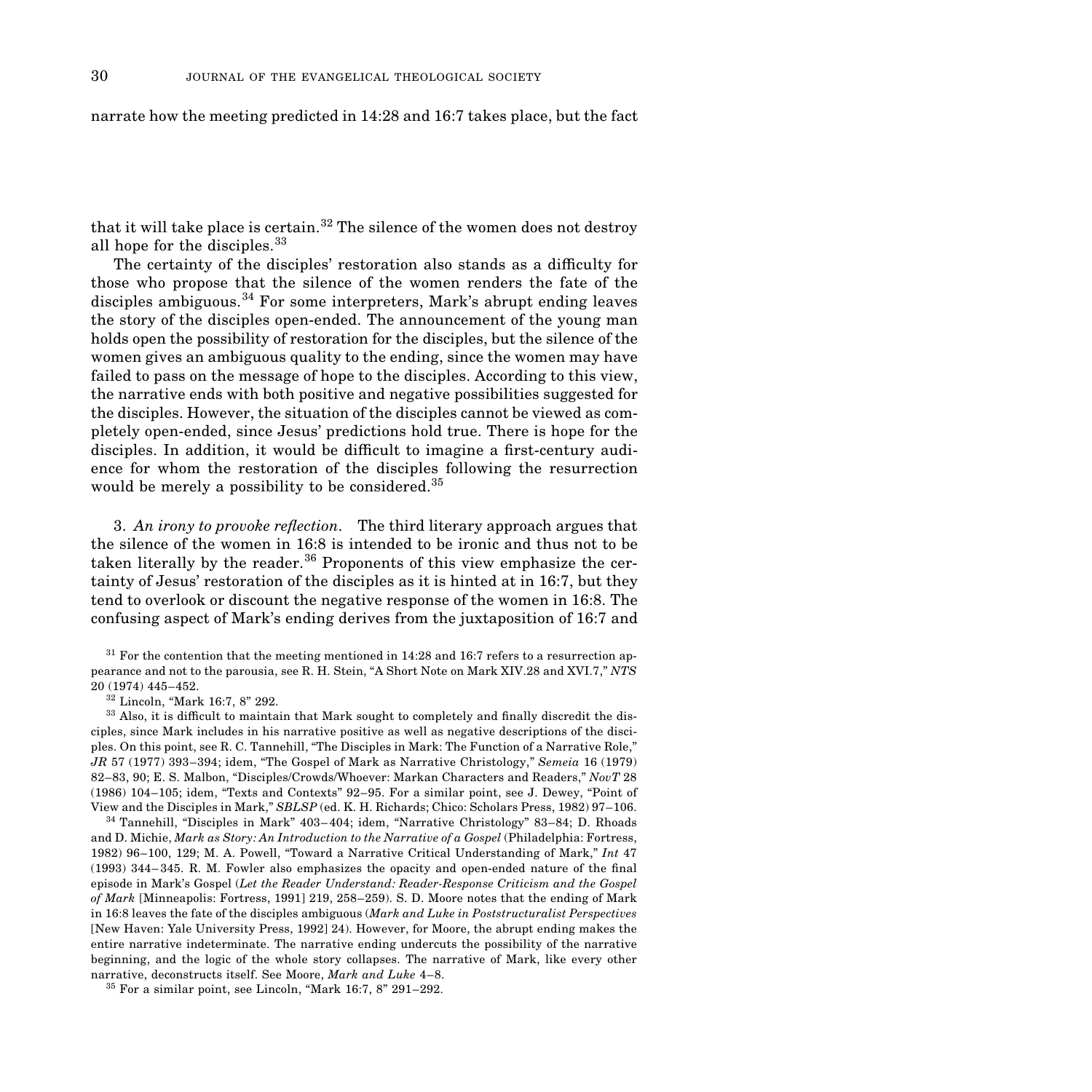narrate how the meeting predicted in 14:28 and 16:7 takes place, but the fact that it will take place is certain.[32] The silence of the women does not destroy all hope for the disciples.[33]

The certainty of the disciples' restoration also stands as a difficulty for those who propose that the silence of the women renders the fate of the disciples ambiguous.[34] For some interpreters, Mark's abrupt ending leaves the story of the disciples open-ended. The announcement of the young man holds open the possibility of restoration for the disciples, but the silence of the women gives an ambiguous quality to the ending, since the women may have failed to pass on the message of hope to the disciples. According to this view, the narrative ends with both positive and negative possibilities suggested for the disciples. However, the situation of the disciples cannot be viewed as completely open-ended, since Jesus' predictions hold true. There is hope for the disciples. In addition, it would be difficult to imagine a first-century audience for whom the restoration of the disciples following the resurrection would be merely a possibility to be considered.[35]

3. *An irony to provoke reflection.* The third literary approach argues that the silence of the women in 16:8 is intended to be ironic and thus not to be taken literally by the reader.[36] Proponents of this view emphasize the certainty of Jesus' restoration of the disciples as it is hinted at in 16:7, but they tend to overlook or discount the negative response of the women in 16:8. The confusing aspect of Mark's ending derives from the juxtaposition of 16:7 and

---

[31] For the contention that the meeting mentioned in 14:28 and 16:7 refers to a resurrection appearance and not to the parousia, see R. H. Stein, "A Short Note on Mark XIV.28 and XVI.7," *NTS* 20 (1974) 445–452.

[32] Lincoln, "Mark 16:7, 8" 292.

[33] Also, it is difficult to maintain that Mark sought to completely and finally discredit the disciples, since Mark includes in his narrative positive as well as negative descriptions of the disciples. On this point, see R. C. Tannehill, "The Disciples in Mark: The Function of a Narrative Role," *JR* 57 (1977) 393–394; idem, "The Gospel of Mark as Narrative Christology," *Semeia* 16 (1979) 82–83, 90; E. S. Malbon, "Disciples/Crowds/Whoever: Markan Characters and Readers," *NovT* 28 (1986) 104–105; idem, "Texts and Contexts" 92–95. For a similar point, see J. Dewey, "Point of View and the Disciples in Mark," *SBLSP* (ed. K. H. Richards; Chico: Scholars Press, 1982) 97–106.

[34] Tannehill, "Disciples in Mark" 403–404; idem, "Narrative Christology" 83–84; D. Rhoads and D. Michie, *Mark as Story: An Introduction to the Narrative of a Gospel* (Philadelphia: Fortress, 1982) 96–100, 129; M. A. Powell, "Toward a Narrative Critical Understanding of Mark," *Int* 47 (1993) 344–345. R. M. Fowler also emphasizes the opacity and open-ended nature of the final episode in Mark's Gospel (*Let the Reader Understand: Reader-Response Criticism and the Gospel of Mark* [Minneapolis: Fortress, 1991] 219, 258–259). S. D. Moore notes that the ending of Mark in 16:8 leaves the fate of the disciples ambiguous (*Mark and Luke in Poststructuralist Perspectives* [New Haven: Yale University Press, 1992] 24). However, for Moore, the abrupt ending makes the entire narrative indeterminate. The narrative ending undercuts the possibility of the narrative beginning, and the logic of the whole story collapses. The narrative of Mark, like every other narrative, deconstructs itself. See Moore, *Mark and Luke* 4–8.

[35] For a similar point, see Lincoln, "Mark 16:7, 8" 291–292.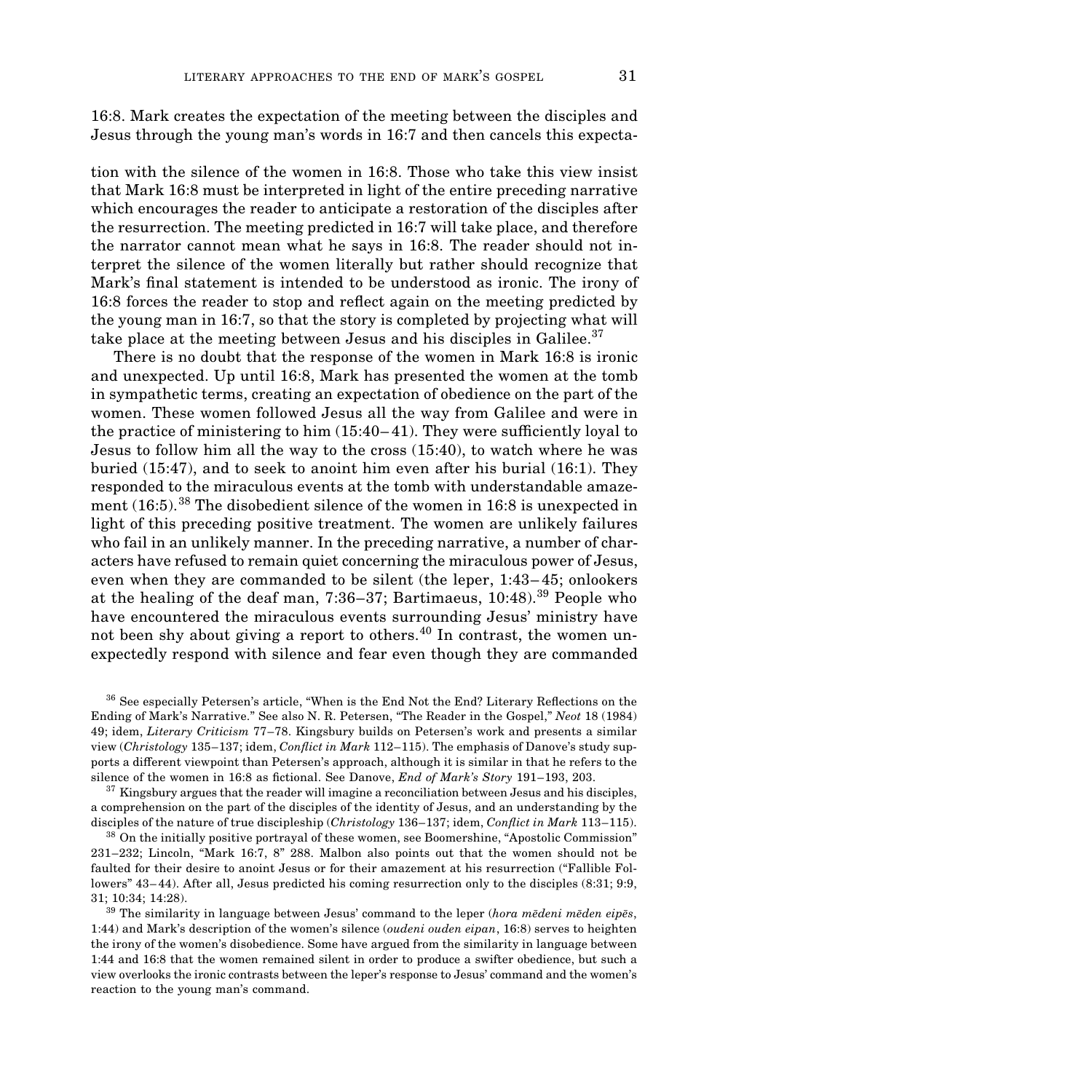16:8. Mark creates the expectation of the meeting between the disciples and Jesus through the young man's words in 16:7 and then cancels this expectation with the silence of the women in 16:8. Those who take this view insist that Mark 16:8 must be interpreted in light of the entire preceding narrative which encourages the reader to anticipate a restoration of the disciples after the resurrection. The meeting predicted in 16:7 will take place, and therefore the narrator cannot mean what he says in 16:8. The reader should not interpret the silence of the women literally but rather should recognize that Mark's final statement is intended to be understood as ironic. The irony of 16:8 forces the reader to stop and reflect again on the meeting predicted by the young man in 16:7, so that the story is completed by projecting what will take place at the meeting between Jesus and his disciples in Galilee.[37]

There is no doubt that the response of the women in Mark 16:8 is ironic and unexpected. Up until 16:8, Mark has presented the women at the tomb in sympathetic terms, creating an expectation of obedience on the part of the women. These women followed Jesus all the way from Galilee and were in the practice of ministering to him (15:40–41). They were sufficiently loyal to Jesus to follow him all the way to the cross (15:40), to watch where he was buried (15:47), and to seek to anoint him even after his burial (16:1). They responded to the miraculous events at the tomb with understandable amazement (16:5).[38] The disobedient silence of the women in 16:8 is unexpected in light of this preceding positive treatment. The women are unlikely failures who fail in an unlikely manner. In the preceding narrative, a number of characters have refused to remain quiet concerning the miraculous power of Jesus, even when they are commanded to be silent (the leper, 1:43–45; onlookers at the healing of the deaf man, 7:36–37; Bartimaeus, 10:48).[39] People who have encountered the miraculous events surrounding Jesus' ministry have not been shy about giving a report to others.[40] In contrast, the women unexpectedly respond with silence and fear even though they are commanded

[36] See especially Petersen's article, "When is the End Not the End? Literary Reflections on the Ending of Mark's Narrative." See also N. R. Petersen, "The Reader in the Gospel," *Neot* 18 (1984) 49; idem, *Literary Criticism* 77–78. Kingsbury builds on Petersen's work and presents a similar view (*Christology* 135–137; idem, *Conflict in Mark* 112–115). The emphasis of Danove's study supports a different viewpoint than Petersen's approach, although it is similar in that he refers to the silence of the women in 16:8 as fictional. See Danove, *End of Mark's Story* 191–193, 203.

[37] Kingsbury argues that the reader will imagine a reconciliation between Jesus and his disciples, a comprehension on the part of the disciples of the identity of Jesus, and an understanding by the disciples of the nature of true discipleship (*Christology* 136–137; idem, *Conflict in Mark* 113–115).

[38] On the initially positive portrayal of these women, see Boomershine, "Apostolic Commission" 231–232; Lincoln, "Mark 16:7, 8" 288. Malbon also points out that the women should not be faulted for their desire to anoint Jesus or for their amazement at his resurrection ("Fallible Followers" 43–44). After all, Jesus predicted his coming resurrection only to the disciples (8:31; 9:9, 31; 10:34; 14:28).

[39] The similarity in language between Jesus' command to the leper (*hora mēdeni mēden eipēs*, 1:44) and Mark's description of the women's silence (*oudeni ouden eipan*, 16:8) serves to heighten the irony of the women's disobedience. Some have argued from the similarity in language between 1:44 and 16:8 that the women remained silent in order to produce a swifter obedience, but such a view overlooks the ironic contrasts between the leper's response to Jesus' command and the women's reaction to the young man's command.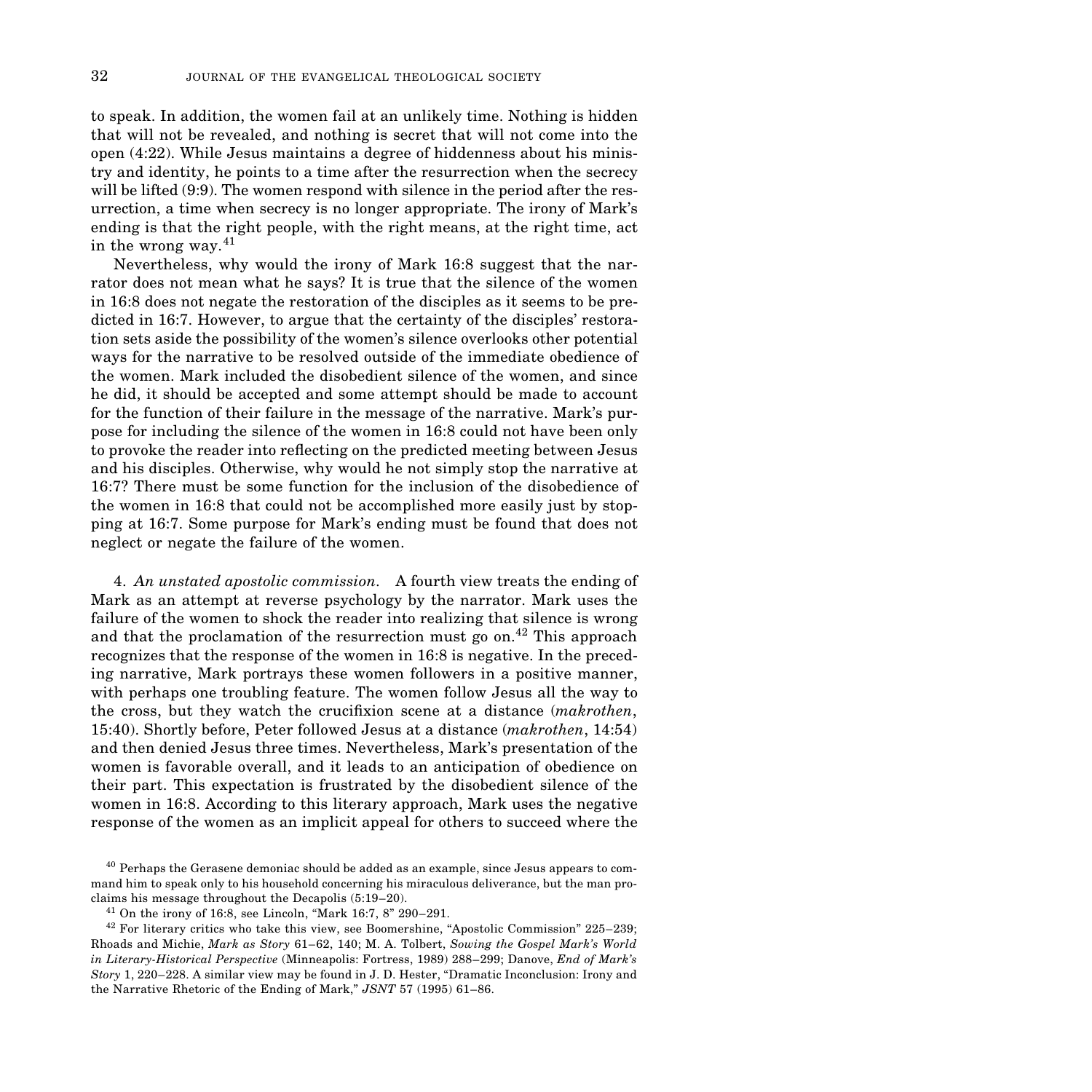to speak. In addition, the women fail at an unlikely time. Nothing is hidden that will not be revealed, and nothing is secret that will not come into the open (4:22). While Jesus maintains a degree of hiddenness about his ministry and identity, he points to a time after the resurrection when the secrecy will be lifted (9:9). The women respond with silence in the period after the resurrection, a time when secrecy is no longer appropriate. The irony of Mark's ending is that the right people, with the right means, at the right time, act in the wrong way.[41]

Nevertheless, why would the irony of Mark 16:8 suggest that the narrator does not mean what he says? It is true that the silence of the women in 16:8 does not negate the restoration of the disciples as it seems to be predicted in 16:7. However, to argue that the certainty of the disciples' restoration sets aside the possibility of the women's silence overlooks other potential ways for the narrative to be resolved outside of the immediate obedience of the women. Mark included the disobedient silence of the women, and since he did, it should be accepted and some attempt should be made to account for the function of their failure in the message of the narrative. Mark's purpose for including the silence of the women in 16:8 could not have been only to provoke the reader into reflecting on the predicted meeting between Jesus and his disciples. Otherwise, why would he not simply stop the narrative at 16:7? There must be some function for the inclusion of the disobedience of the women in 16:8 that could not be accomplished more easily just by stopping at 16:7. Some purpose for Mark's ending must be found that does not neglect or negate the failure of the women.

4. *An unstated apostolic commission*. A fourth view treats the ending of Mark as an attempt at reverse psychology by the narrator. Mark uses the failure of the women to shock the reader into realizing that silence is wrong and that the proclamation of the resurrection must go on.[42] This approach recognizes that the response of the women in 16:8 is negative. In the preceding narrative, Mark portrays these women followers in a positive manner, with perhaps one troubling feature. The women follow Jesus all the way to the cross, but they watch the crucifixion scene at a distance (*makrothen*, 15:40). Shortly before, Peter followed Jesus at a distance (*makrothen*, 14:54) and then denied Jesus three times. Nevertheless, Mark's presentation of the women is favorable overall, and it leads to an anticipation of obedience on their part. This expectation is frustrated by the disobedient silence of the women in 16:8. According to this literary approach, Mark uses the negative response of the women as an implicit appeal for others to succeed where the

[40] Perhaps the Gerasene demoniac should be added as an example, since Jesus appears to command him to speak only to his household concerning his miraculous deliverance, but the man proclaims his message throughout the Decapolis (5:19–20).

[41] On the irony of 16:8, see Lincoln, "Mark 16:7, 8" 290–291.

[42] For literary critics who take this view, see Boomershine, "Apostolic Commission" 225–239; Rhoads and Michie, *Mark as Story* 61–62, 140; M. A. Tolbert, *Sowing the Gospel Mark's World in Literary-Historical Perspective* (Minneapolis: Fortress, 1989) 288–299; Danove, *End of Mark's Story* 1, 220–228. A similar view may be found in J. D. Hester, "Dramatic Inconclusion: Irony and the Narrative Rhetoric of the Ending of Mark," *JSNT* 57 (1995) 61–86.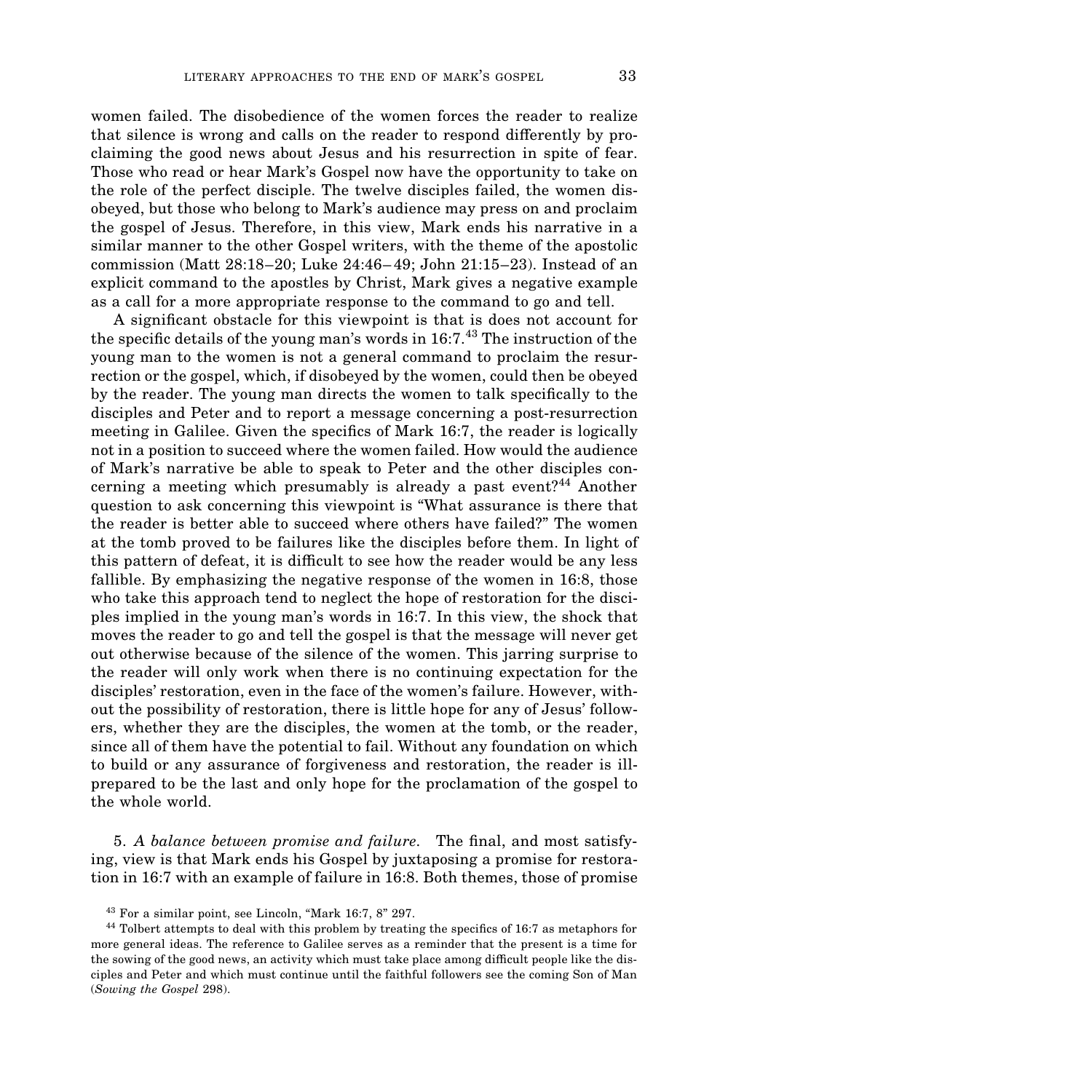women failed. The disobedience of the women forces the reader to realize that silence is wrong and calls on the reader to respond differently by proclaiming the good news about Jesus and his resurrection in spite of fear. Those who read or hear Mark's Gospel now have the opportunity to take on the role of the perfect disciple. The twelve disciples failed, the women disobeyed, but those who belong to Mark's audience may press on and proclaim the gospel of Jesus. Therefore, in this view, Mark ends his narrative in a similar manner to the other Gospel writers, with the theme of the apostolic commission (Matt 28:18–20; Luke 24:46–49; John 21:15–23). Instead of an explicit command to the apostles by Christ, Mark gives a negative example as a call for a more appropriate response to the command to go and tell.

A significant obstacle for this viewpoint is that is does not account for the specific details of the young man's words in 16:7.[43] The instruction of the young man to the women is not a general command to proclaim the resurrection or the gospel, which, if disobeyed by the women, could then be obeyed by the reader. The young man directs the women to talk specifically to the disciples and Peter and to report a message concerning a post-resurrection meeting in Galilee. Given the specifics of Mark 16:7, the reader is logically not in a position to succeed where the women failed. How would the audience of Mark's narrative be able to speak to Peter and the other disciples concerning a meeting which presumably is already a past event?[44] Another question to ask concerning this viewpoint is "What assurance is there that the reader is better able to succeed where others have failed?" The women at the tomb proved to be failures like the disciples before them. In light of this pattern of defeat, it is difficult to see how the reader would be any less fallible. By emphasizing the negative response of the women in 16:8, those who take this approach tend to neglect the hope of restoration for the disciples implied in the young man's words in 16:7. In this view, the shock that moves the reader to go and tell the gospel is that the message will never get out otherwise because of the silence of the women. This jarring surprise to the reader will only work when there is no continuing expectation for the disciples' restoration, even in the face of the women's failure. However, without the possibility of restoration, there is little hope for any of Jesus' followers, whether they are the disciples, the women at the tomb, or the reader, since all of them have the potential to fail. Without any foundation on which to build or any assurance of forgiveness and restoration, the reader is ill-prepared to be the last and only hope for the proclamation of the gospel to the whole world.

5. *A balance between promise and failure.* The final, and most satisfying, view is that Mark ends his Gospel by juxtaposing a promise for restoration in 16:7 with an example of failure in 16:8. Both themes, those of promise

[43] For a similar point, see Lincoln, "Mark 16:7, 8" 297.

[44] Tolbert attempts to deal with this problem by treating the specifics of 16:7 as metaphors for more general ideas. The reference to Galilee serves as a reminder that the present is a time for the sowing of the good news, an activity which must take place among difficult people like the disciples and Peter and which must continue until the faithful followers see the coming Son of Man (*Sowing the Gospel* 298).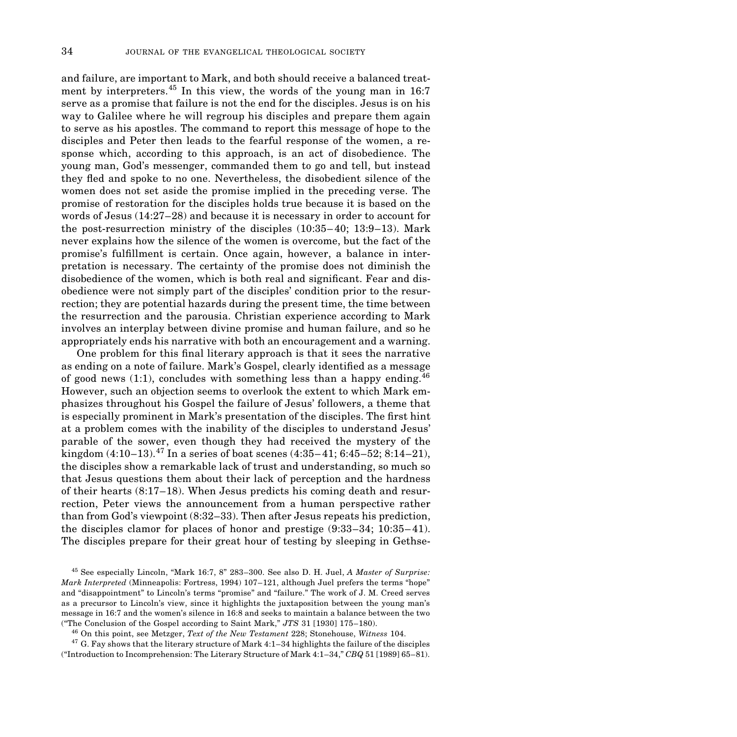and failure, are important to Mark, and both should receive a balanced treatment by interpreters.[45] In this view, the words of the young man in 16:7 serve as a promise that failure is not the end for the disciples. Jesus is on his way to Galilee where he will regroup his disciples and prepare them again to serve as his apostles. The command to report this message of hope to the disciples and Peter then leads to the fearful response of the women, a response which, according to this approach, is an act of disobedience. The young man, God's messenger, commanded them to go and tell, but instead they fled and spoke to no one. Nevertheless, the disobedient silence of the women does not set aside the promise implied in the preceding verse. The promise of restoration for the disciples holds true because it is based on the words of Jesus (14:27–28) and because it is necessary in order to account for the post-resurrection ministry of the disciples (10:35–40; 13:9–13). Mark never explains how the silence of the women is overcome, but the fact of the promise's fulfillment is certain. Once again, however, a balance in interpretation is necessary. The certainty of the promise does not diminish the disobedience of the women, which is both real and significant. Fear and disobedience were not simply part of the disciples' condition prior to the resurrection; they are potential hazards during the present time, the time between the resurrection and the parousia. Christian experience according to Mark involves an interplay between divine promise and human failure, and so he appropriately ends his narrative with both an encouragement and a warning.

One problem for this final literary approach is that it sees the narrative as ending on a note of failure. Mark's Gospel, clearly identified as a message of good news (1:1), concludes with something less than a happy ending.[46] However, such an objection seems to overlook the extent to which Mark emphasizes throughout his Gospel the failure of Jesus' followers, a theme that is especially prominent in Mark's presentation of the disciples. The first hint at a problem comes with the inability of the disciples to understand Jesus' parable of the sower, even though they had received the mystery of the kingdom (4:10–13).[47] In a series of boat scenes (4:35–41; 6:45–52; 8:14–21), the disciples show a remarkable lack of trust and understanding, so much so that Jesus questions them about their lack of perception and the hardness of their hearts (8:17–18). When Jesus predicts his coming death and resurrection, Peter views the announcement from a human perspective rather than from God's viewpoint (8:32–33). Then after Jesus repeats his prediction, the disciples clamor for places of honor and prestige (9:33–34; 10:35–41). The disciples prepare for their great hour of testing by sleeping in Gethse-

[45] See especially Lincoln, "Mark 16:7, 8" 283–300. See also D. H. Juel, *A Master of Surprise: Mark Interpreted* (Minneapolis: Fortress, 1994) 107–121, although Juel prefers the terms "hope" and "disappointment" to Lincoln's terms "promise" and "failure." The work of J. M. Creed serves as a precursor to Lincoln's view, since it highlights the juxtaposition between the young man's message in 16:7 and the women's silence in 16:8 and seeks to maintain a balance between the two ("The Conclusion of the Gospel according to Saint Mark," *JTS* 31 [1930] 175–180).

[46] On this point, see Metzger, *Text of the New Testament* 228; Stonehouse, *Witness* 104.

[47] G. Fay shows that the literary structure of Mark 4:1–34 highlights the failure of the disciples ("Introduction to Incomprehension: The Literary Structure of Mark 4:1–34," *CBQ* 51 [1989] 65–81).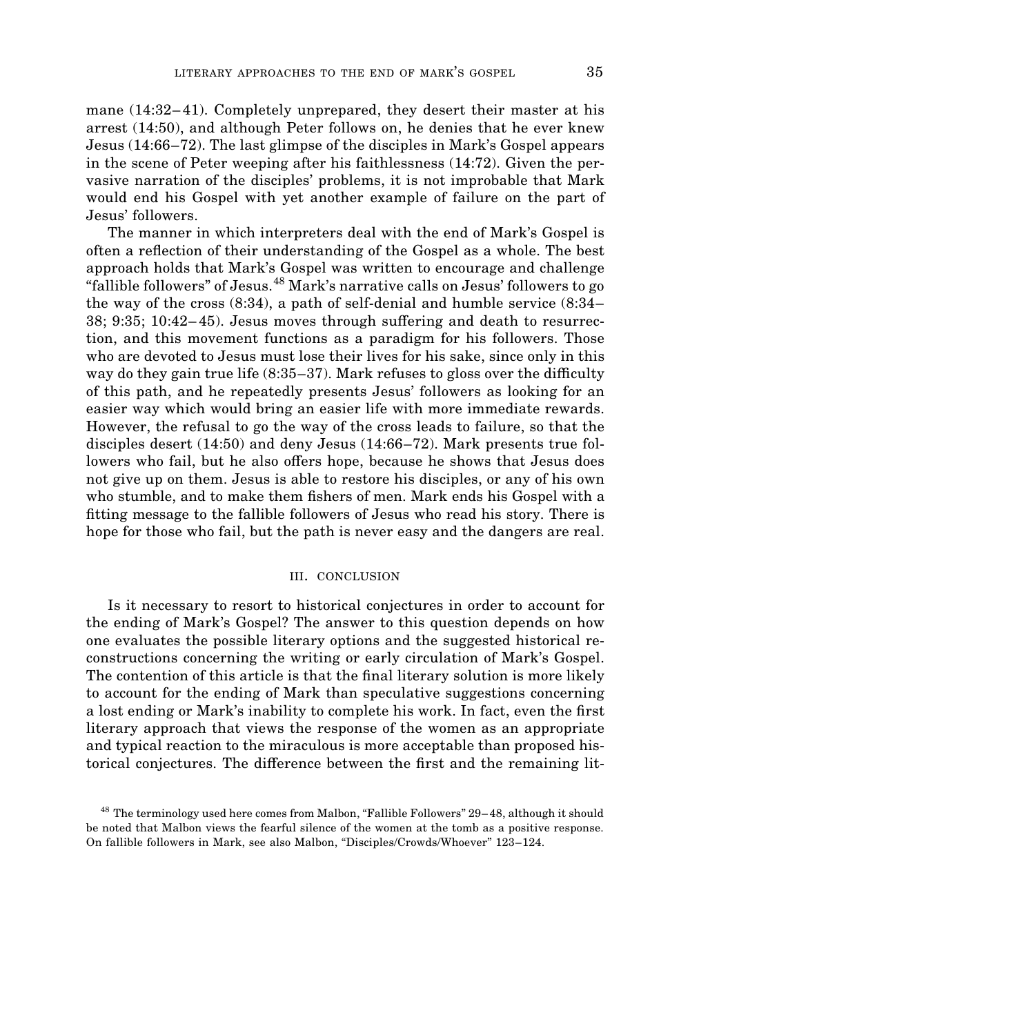mane (14:32–41). Completely unprepared, they desert their master at his arrest (14:50), and although Peter follows on, he denies that he ever knew Jesus (14:66–72). The last glimpse of the disciples in Mark's Gospel appears in the scene of Peter weeping after his faithlessness (14:72). Given the pervasive narration of the disciples' problems, it is not improbable that Mark would end his Gospel with yet another example of failure on the part of Jesus' followers.

The manner in which interpreters deal with the end of Mark's Gospel is often a reflection of their understanding of the Gospel as a whole. The best approach holds that Mark's Gospel was written to encourage and challenge "fallible followers" of Jesus.[48] Mark's narrative calls on Jesus' followers to go the way of the cross (8:34), a path of self-denial and humble service (8:34–38; 9:35; 10:42–45). Jesus moves through suffering and death to resurrection, and this movement functions as a paradigm for his followers. Those who are devoted to Jesus must lose their lives for his sake, since only in this way do they gain true life (8:35–37). Mark refuses to gloss over the difficulty of this path, and he repeatedly presents Jesus' followers as looking for an easier way which would bring an easier life with more immediate rewards. However, the refusal to go the way of the cross leads to failure, so that the disciples desert (14:50) and deny Jesus (14:66–72). Mark presents true followers who fail, but he also offers hope, because he shows that Jesus does not give up on them. Jesus is able to restore his disciples, or any of his own who stumble, and to make them fishers of men. Mark ends his Gospel with a fitting message to the fallible followers of Jesus who read his story. There is hope for those who fail, but the path is never easy and the dangers are real.

## III. CONCLUSION

Is it necessary to resort to historical conjectures in order to account for the ending of Mark's Gospel? The answer to this question depends on how one evaluates the possible literary options and the suggested historical reconstructions concerning the writing or early circulation of Mark's Gospel. The contention of this article is that the final literary solution is more likely to account for the ending of Mark than speculative suggestions concerning a lost ending or Mark's inability to complete his work. In fact, even the first literary approach that views the response of the women as an appropriate and typical reaction to the miraculous is more acceptable than proposed historical conjectures. The difference between the first and the remaining lit-

[48] The terminology used here comes from Malbon, "Fallible Followers" 29–48, although it should be noted that Malbon views the fearful silence of the women at the tomb as a positive response. On fallible followers in Mark, see also Malbon, "Disciples/Crowds/Whoever" 123–124.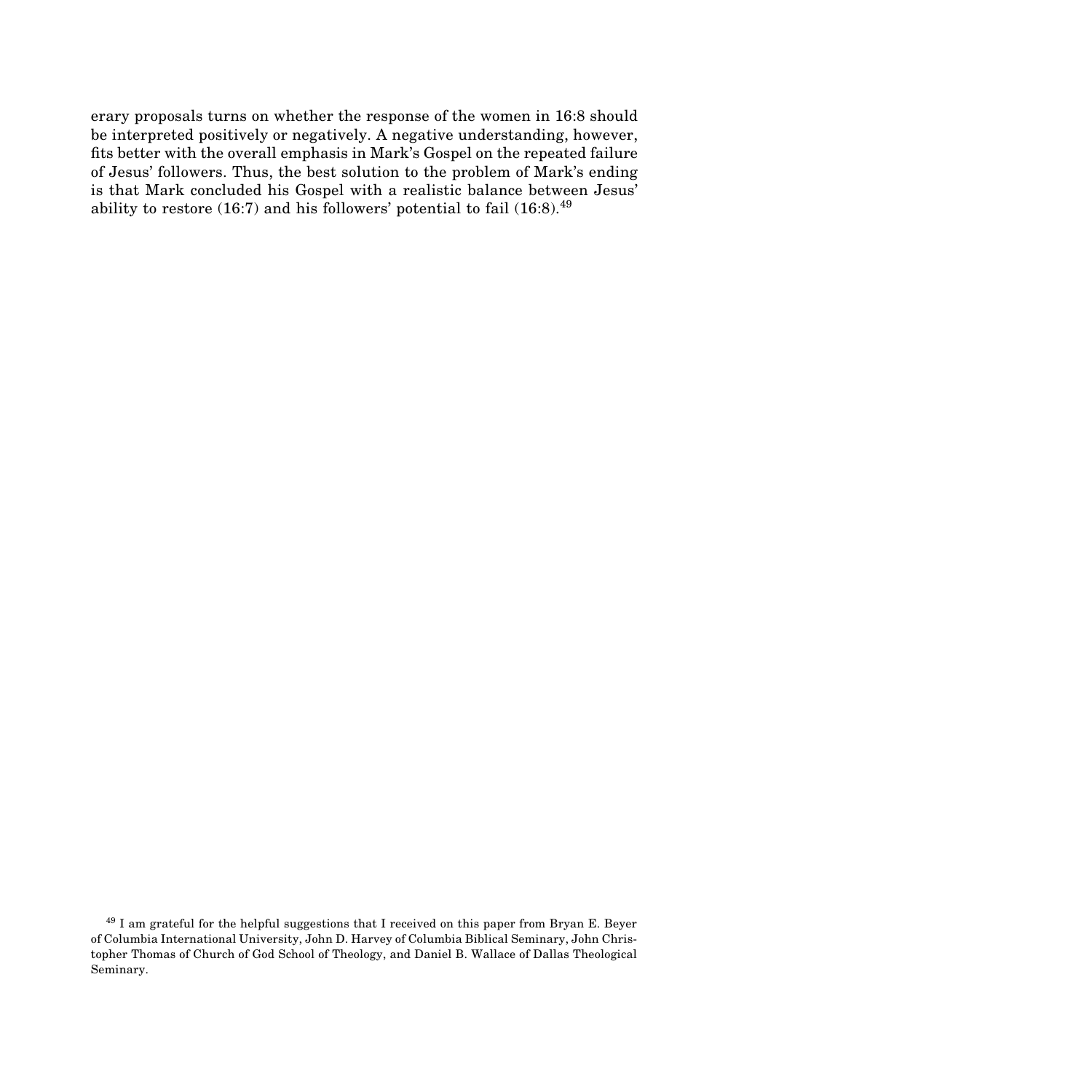erary proposals turns on whether the response of the women in 16:8 should be interpreted positively or negatively. A negative understanding, however, fits better with the overall emphasis in Mark's Gospel on the repeated failure of Jesus' followers. Thus, the best solution to the problem of Mark's ending is that Mark concluded his Gospel with a realistic balance between Jesus' ability to restore (16:7) and his followers' potential to fail (16:8).[49]

[49] I am grateful for the helpful suggestions that I received on this paper from Bryan E. Beyer of Columbia International University, John D. Harvey of Columbia Biblical Seminary, John Christopher Thomas of Church of God School of Theology, and Daniel B. Wallace of Dallas Theological Seminary.